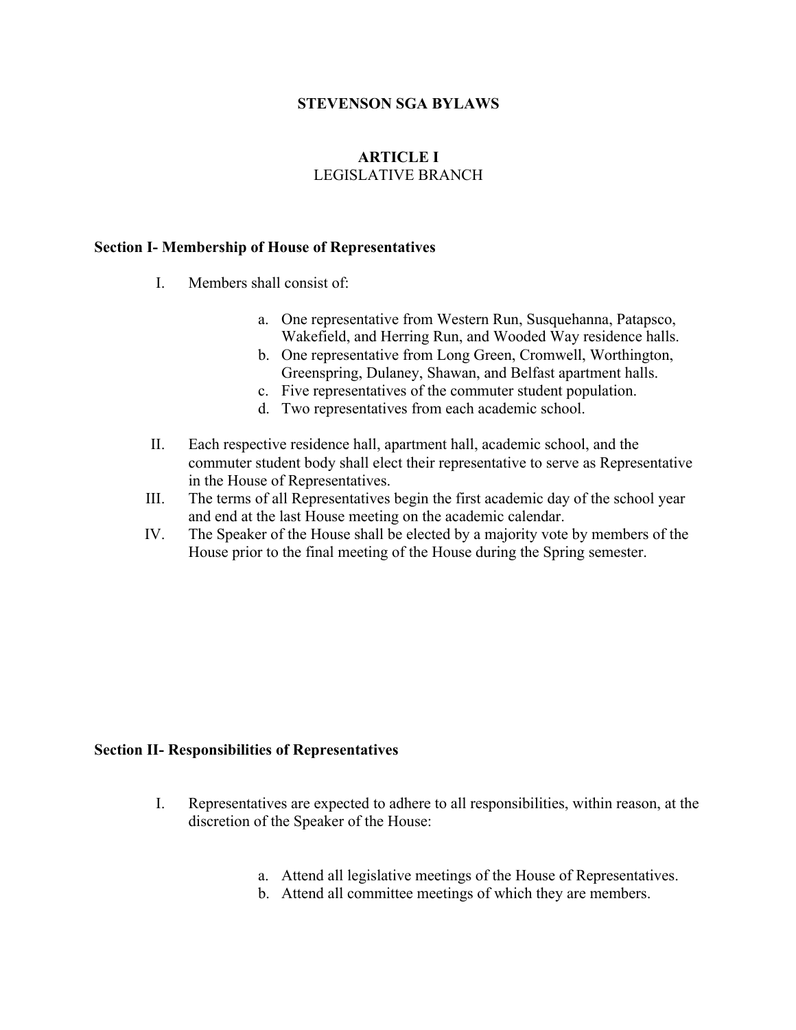# STEVENSON SGA BYLAWS

## ARTICLE I
LEGISLATIVE BRANCH

### Section I- Membership of House of Representatives

I. Members shall consist of:

   a. One representative from Western Run, Susquehanna, Patapsco, Wakefield, and Herring Run, and Wooded Way residence halls.
   b. One representative from Long Green, Cromwell, Worthington, Greenspring, Dulaney, Shawan, and Belfast apartment halls.
   c. Five representatives of the commuter student population.
   d. Two representatives from each academic school.

II. Each respective residence hall, apartment hall, academic school, and the commuter student body shall elect their representative to serve as Representative in the House of Representatives.

III. The terms of all Representatives begin the first academic day of the school year and end at the last House meeting on the academic calendar.

IV. The Speaker of the House shall be elected by a majority vote by members of the House prior to the final meeting of the House during the Spring semester.

### Section II- Responsibilities of Representatives

I. Representatives are expected to adhere to all responsibilities, within reason, at the discretion of the Speaker of the House:

   a. Attend all legislative meetings of the House of Representatives.
   b. Attend all committee meetings of which they are members.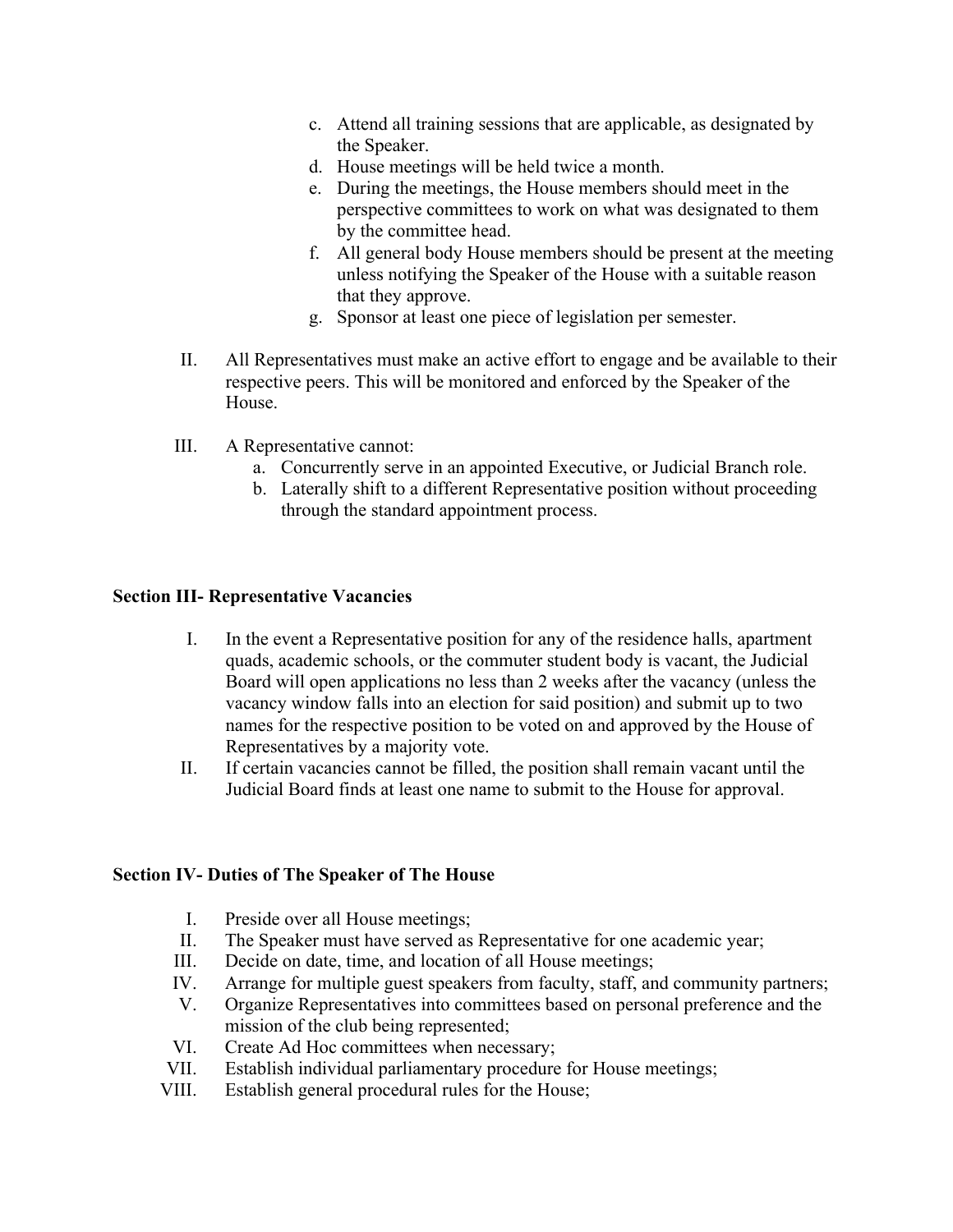c. Attend all training sessions that are applicable, as designated by the Speaker.
d. House meetings will be held twice a month.
e. During the meetings, the House members should meet in the perspective committees to work on what was designated to them by the committee head.
f. All general body House members should be present at the meeting unless notifying the Speaker of the House with a suitable reason that they approve.
g. Sponsor at least one piece of legislation per semester.

II. All Representatives must make an active effort to engage and be available to their respective peers. This will be monitored and enforced by the Speaker of the House.

III. A Representative cannot:
a. Concurrently serve in an appointed Executive, or Judicial Branch role.
b. Laterally shift to a different Representative position without proceeding through the standard appointment process.

**Section III- Representative Vacancies**

I. In the event a Representative position for any of the residence halls, apartment quads, academic schools, or the commuter student body is vacant, the Judicial Board will open applications no less than 2 weeks after the vacancy (unless the vacancy window falls into an election for said position) and submit up to two names for the respective position to be voted on and approved by the House of Representatives by a majority vote.

II. If certain vacancies cannot be filled, the position shall remain vacant until the Judicial Board finds at least one name to submit to the House for approval.

**Section IV- Duties of The Speaker of The House**

I. Preside over all House meetings;
II. The Speaker must have served as Representative for one academic year;
III. Decide on date, time, and location of all House meetings;
IV. Arrange for multiple guest speakers from faculty, staff, and community partners;
V. Organize Representatives into committees based on personal preference and the mission of the club being represented;
VI. Create Ad Hoc committees when necessary;
VII. Establish individual parliamentary procedure for House meetings;
VIII. Establish general procedural rules for the House;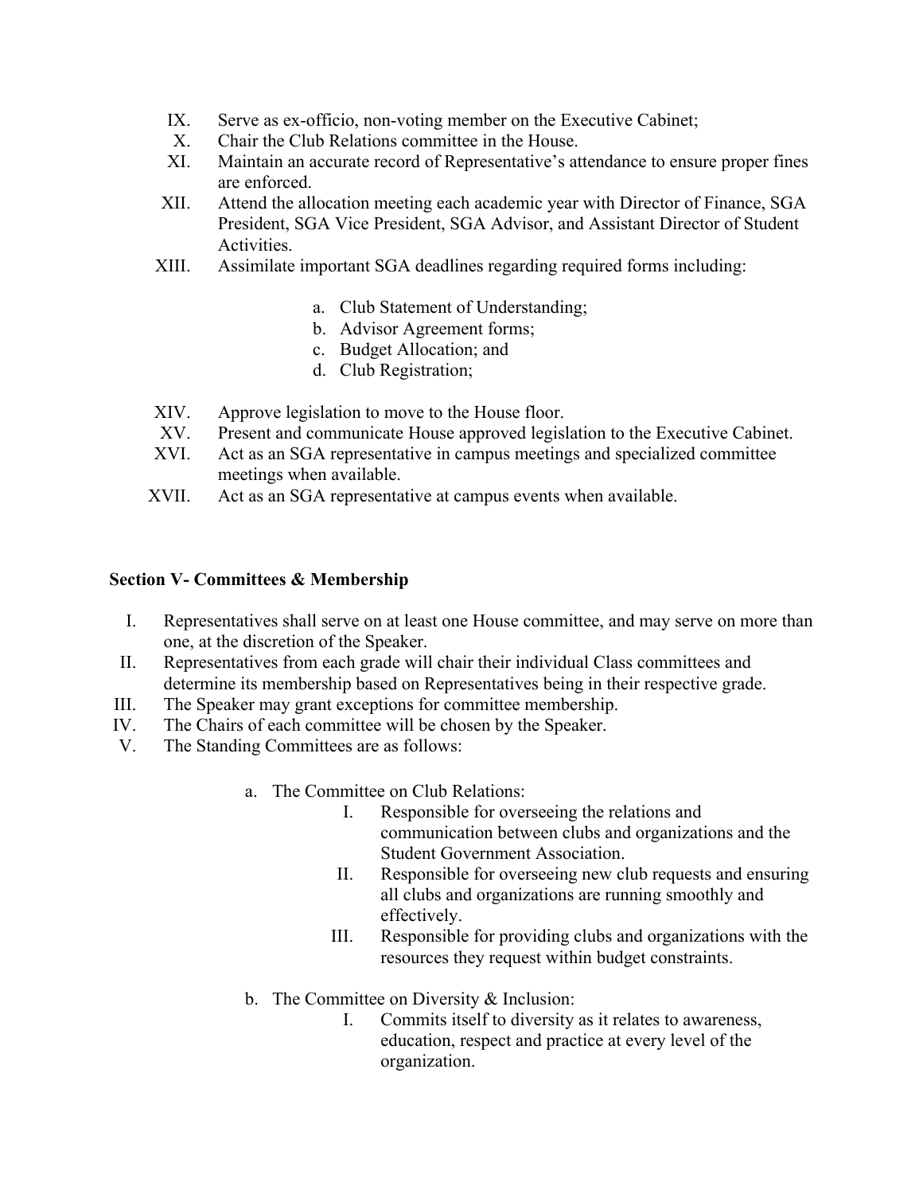IX. Serve as ex-officio, non-voting member on the Executive Cabinet;

X. Chair the Club Relations committee in the House.

XI. Maintain an accurate record of Representative's attendance to ensure proper fines are enforced.

XII. Attend the allocation meeting each academic year with Director of Finance, SGA President, SGA Vice President, SGA Advisor, and Assistant Director of Student Activities.

XIII. Assimilate important SGA deadlines regarding required forms including:

  a. Club Statement of Understanding;
  b. Advisor Agreement forms;
  c. Budget Allocation; and
  d. Club Registration;

XIV. Approve legislation to move to the House floor.

XV. Present and communicate House approved legislation to the Executive Cabinet.

XVI. Act as an SGA representative in campus meetings and specialized committee meetings when available.

XVII. Act as an SGA representative at campus events when available.

### Section V- Committees & Membership

I. Representatives shall serve on at least one House committee, and may serve on more than one, at the discretion of the Speaker.

II. Representatives from each grade will chair their individual Class committees and determine its membership based on Representatives being in their respective grade.

III. The Speaker may grant exceptions for committee membership.

IV. The Chairs of each committee will be chosen by the Speaker.

V. The Standing Committees are as follows:

  a. The Committee on Club Relations:
     I. Responsible for overseeing the relations and communication between clubs and organizations and the Student Government Association.
     II. Responsible for overseeing new club requests and ensuring all clubs and organizations are running smoothly and effectively.
     III. Responsible for providing clubs and organizations with the resources they request within budget constraints.

  b. The Committee on Diversity & Inclusion:
     I. Commits itself to diversity as it relates to awareness, education, respect and practice at every level of the organization.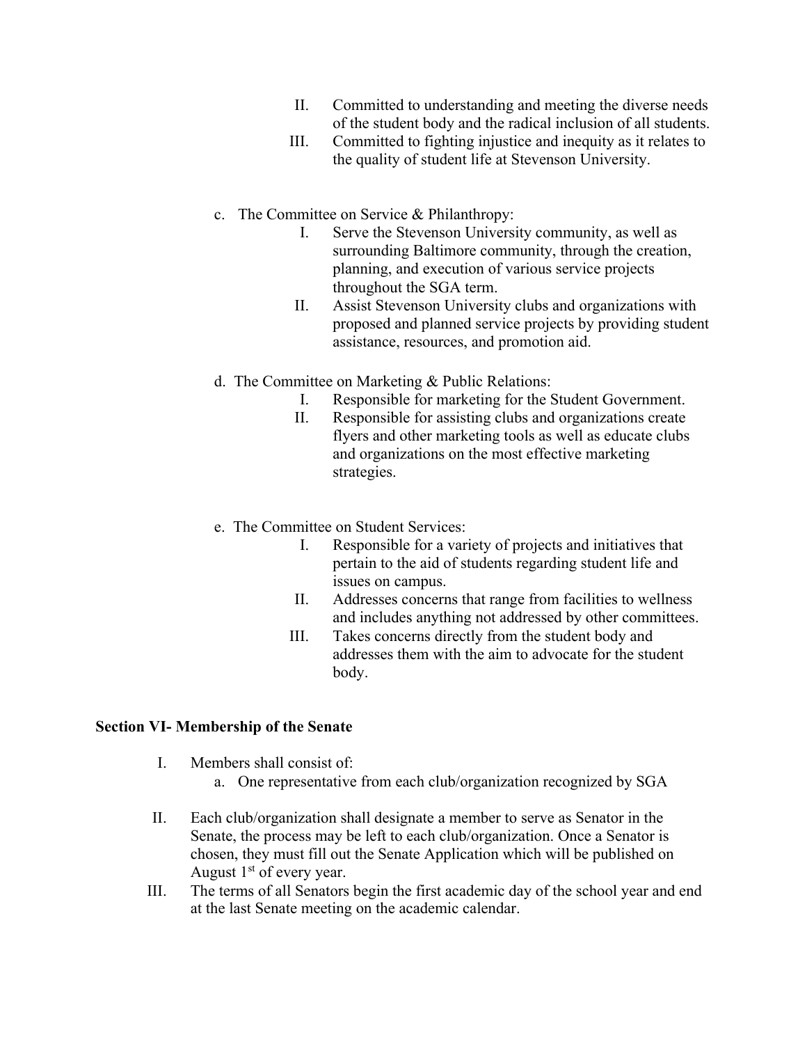II. Committed to understanding and meeting the diverse needs of the student body and the radical inclusion of all students.

III. Committed to fighting injustice and inequity as it relates to the quality of student life at Stevenson University.

c. The Committee on Service & Philanthropy:

I. Serve the Stevenson University community, as well as surrounding Baltimore community, through the creation, planning, and execution of various service projects throughout the SGA term.

II. Assist Stevenson University clubs and organizations with proposed and planned service projects by providing student assistance, resources, and promotion aid.

d. The Committee on Marketing & Public Relations:

I. Responsible for marketing for the Student Government.

II. Responsible for assisting clubs and organizations create flyers and other marketing tools as well as educate clubs and organizations on the most effective marketing strategies.

e. The Committee on Student Services:

I. Responsible for a variety of projects and initiatives that pertain to the aid of students regarding student life and issues on campus.

II. Addresses concerns that range from facilities to wellness and includes anything not addressed by other committees.

III. Takes concerns directly from the student body and addresses them with the aim to advocate for the student body.

**Section VI- Membership of the Senate**

I. Members shall consist of:

a. One representative from each club/organization recognized by SGA

II. Each club/organization shall designate a member to serve as Senator in the Senate, the process may be left to each club/organization. Once a Senator is chosen, they must fill out the Senate Application which will be published on August 1st of every year.

III. The terms of all Senators begin the first academic day of the school year and end at the last Senate meeting on the academic calendar.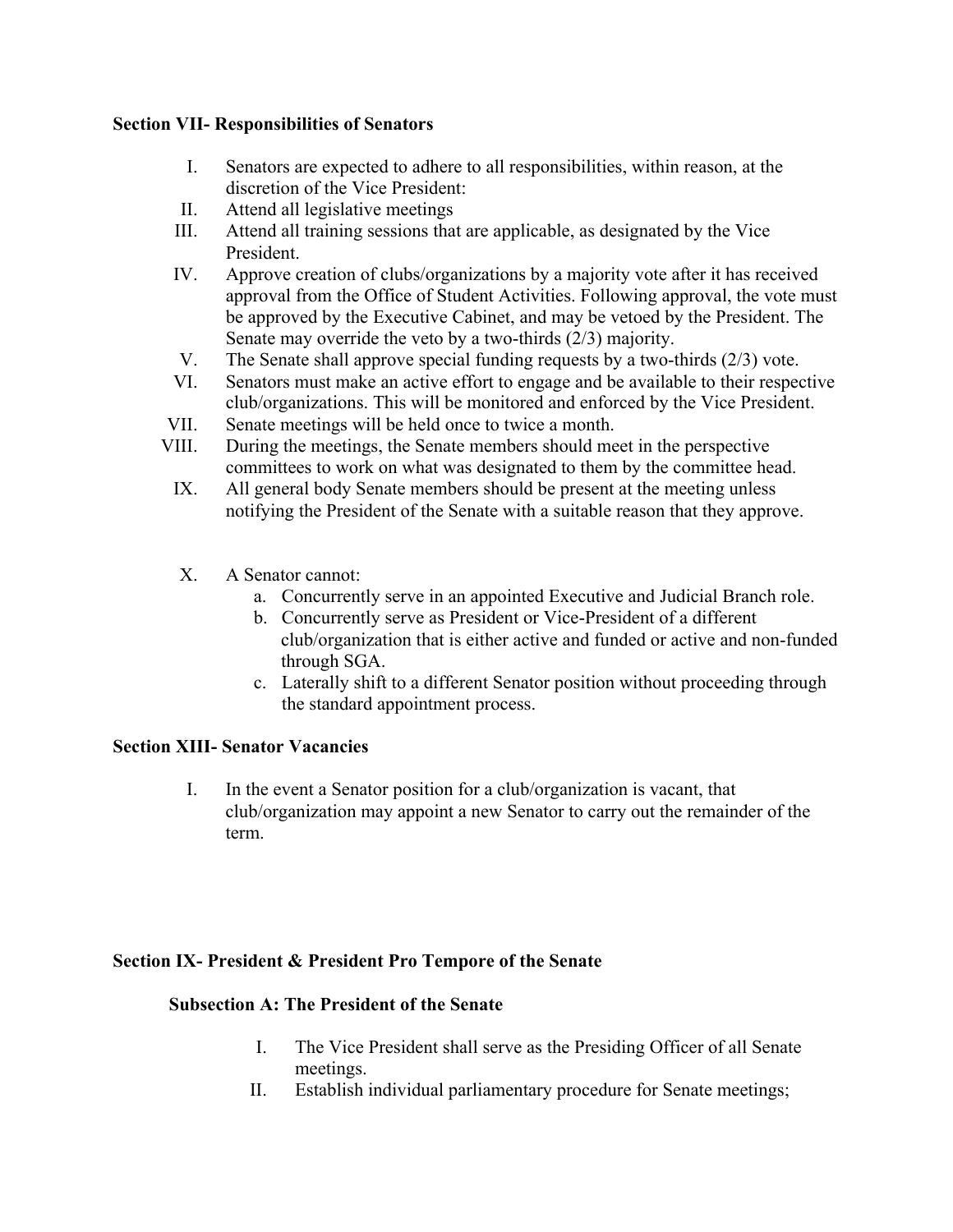**Section VII- Responsibilities of Senators**

I. Senators are expected to adhere to all responsibilities, within reason, at the discretion of the Vice President:

II. Attend all legislative meetings

III. Attend all training sessions that are applicable, as designated by the Vice President.

IV. Approve creation of clubs/organizations by a majority vote after it has received approval from the Office of Student Activities. Following approval, the vote must be approved by the Executive Cabinet, and may be vetoed by the President. The Senate may override the veto by a two-thirds (2/3) majority.

V. The Senate shall approve special funding requests by a two-thirds (2/3) vote.

VI. Senators must make an active effort to engage and be available to their respective club/organizations. This will be monitored and enforced by the Vice President.

VII. Senate meetings will be held once to twice a month.

VIII. During the meetings, the Senate members should meet in the perspective committees to work on what was designated to them by the committee head.

IX. All general body Senate members should be present at the meeting unless notifying the President of the Senate with a suitable reason that they approve.

X. A Senator cannot:
   a. Concurrently serve in an appointed Executive and Judicial Branch role.
   b. Concurrently serve as President or Vice-President of a different club/organization that is either active and funded or active and non-funded through SGA.
   c. Laterally shift to a different Senator position without proceeding through the standard appointment process.

**Section XIII- Senator Vacancies**

I. In the event a Senator position for a club/organization is vacant, that club/organization may appoint a new Senator to carry out the remainder of the term.

**Section IX- President & President Pro Tempore of the Senate**

**Subsection A: The President of the Senate**

I. The Vice President shall serve as the Presiding Officer of all Senate meetings.

II. Establish individual parliamentary procedure for Senate meetings;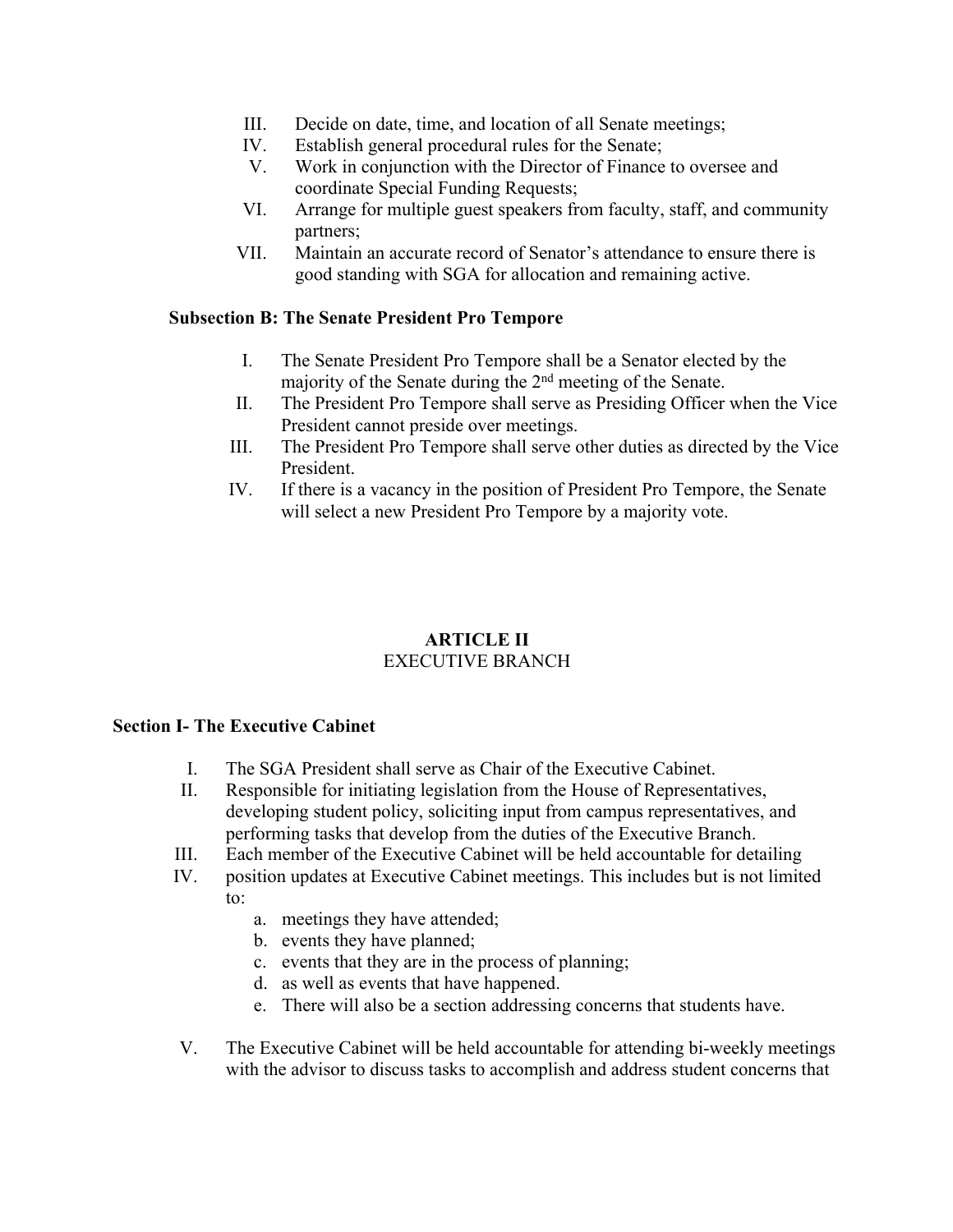III. Decide on date, time, and location of all Senate meetings;
IV. Establish general procedural rules for the Senate;
V. Work in conjunction with the Director of Finance to oversee and coordinate Special Funding Requests;
VI. Arrange for multiple guest speakers from faculty, staff, and community partners;
VII. Maintain an accurate record of Senator's attendance to ensure there is good standing with SGA for allocation and remaining active.

**Subsection B: The Senate President Pro Tempore**

I. The Senate President Pro Tempore shall be a Senator elected by the majority of the Senate during the 2nd meeting of the Senate.
II. The President Pro Tempore shall serve as Presiding Officer when the Vice President cannot preside over meetings.
III. The President Pro Tempore shall serve other duties as directed by the Vice President.
IV. If there is a vacancy in the position of President Pro Tempore, the Senate will select a new President Pro Tempore by a majority vote.

## ARTICLE II
EXECUTIVE BRANCH

### Section I- The Executive Cabinet

I. The SGA President shall serve as Chair of the Executive Cabinet.
II. Responsible for initiating legislation from the House of Representatives, developing student policy, soliciting input from campus representatives, and performing tasks that develop from the duties of the Executive Branch.
III. Each member of the Executive Cabinet will be held accountable for detailing
IV. position updates at Executive Cabinet meetings. This includes but is not limited to:
    a. meetings they have attended;
    b. events they have planned;
    c. events that they are in the process of planning;
    d. as well as events that have happened.
    e. There will also be a section addressing concerns that students have.

V. The Executive Cabinet will be held accountable for attending bi-weekly meetings with the advisor to discuss tasks to accomplish and address student concerns that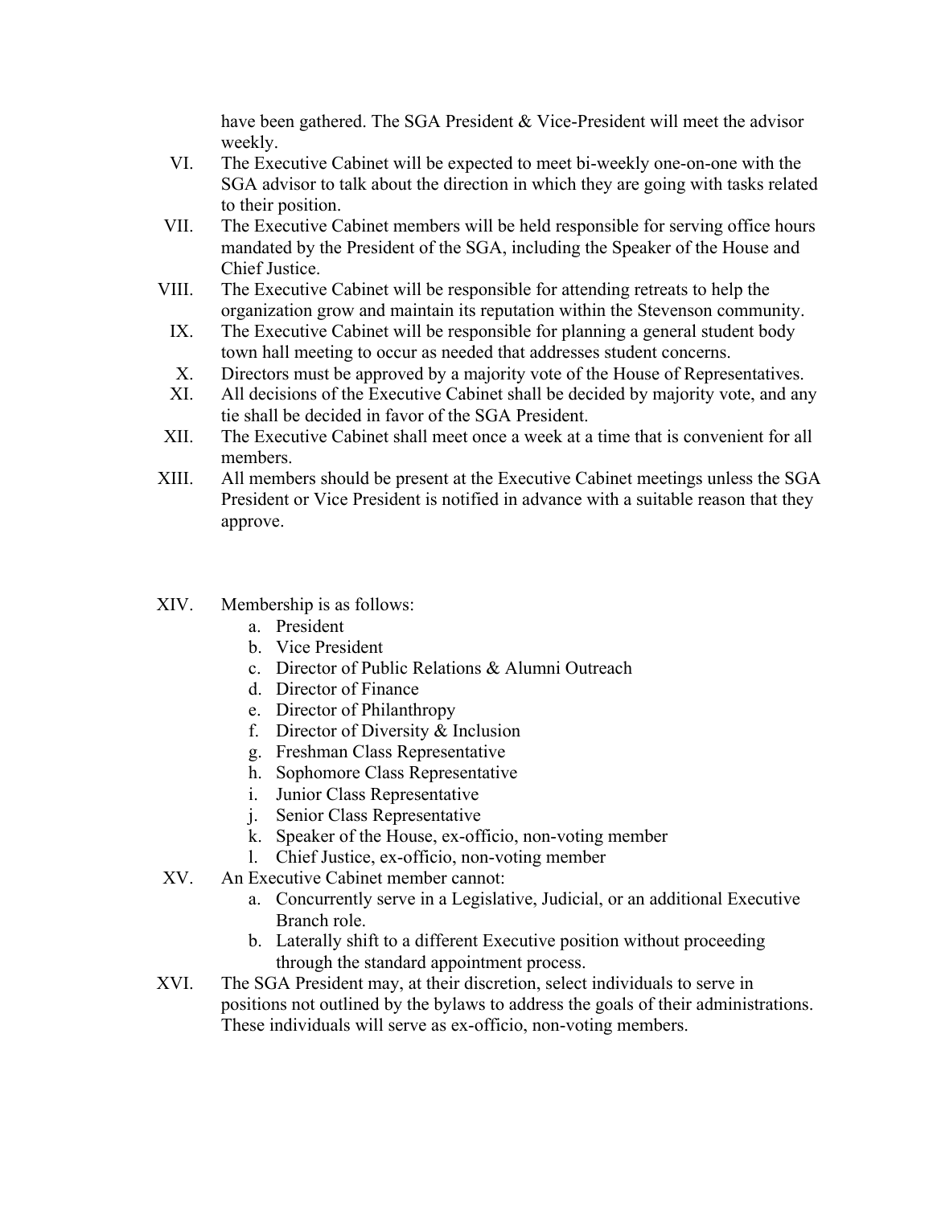have been gathered. The SGA President & Vice-President will meet the advisor weekly.

VI. The Executive Cabinet will be expected to meet bi-weekly one-on-one with the SGA advisor to talk about the direction in which they are going with tasks related to their position.

VII. The Executive Cabinet members will be held responsible for serving office hours mandated by the President of the SGA, including the Speaker of the House and Chief Justice.

VIII. The Executive Cabinet will be responsible for attending retreats to help the organization grow and maintain its reputation within the Stevenson community.

IX. The Executive Cabinet will be responsible for planning a general student body town hall meeting to occur as needed that addresses student concerns.

X. Directors must be approved by a majority vote of the House of Representatives.

XI. All decisions of the Executive Cabinet shall be decided by majority vote, and any tie shall be decided in favor of the SGA President.

XII. The Executive Cabinet shall meet once a week at a time that is convenient for all members.

XIII. All members should be present at the Executive Cabinet meetings unless the SGA President or Vice President is notified in advance with a suitable reason that they approve.

XIV. Membership is as follows:
   a. President
   b. Vice President
   c. Director of Public Relations & Alumni Outreach
   d. Director of Finance
   e. Director of Philanthropy
   f. Director of Diversity & Inclusion
   g. Freshman Class Representative
   h. Sophomore Class Representative
   i. Junior Class Representative
   j. Senior Class Representative
   k. Speaker of the House, ex-officio, non-voting member
   l. Chief Justice, ex-officio, non-voting member

XV. An Executive Cabinet member cannot:
   a. Concurrently serve in a Legislative, Judicial, or an additional Executive Branch role.
   b. Laterally shift to a different Executive position without proceeding through the standard appointment process.

XVI. The SGA President may, at their discretion, select individuals to serve in positions not outlined by the bylaws to address the goals of their administrations. These individuals will serve as ex-officio, non-voting members.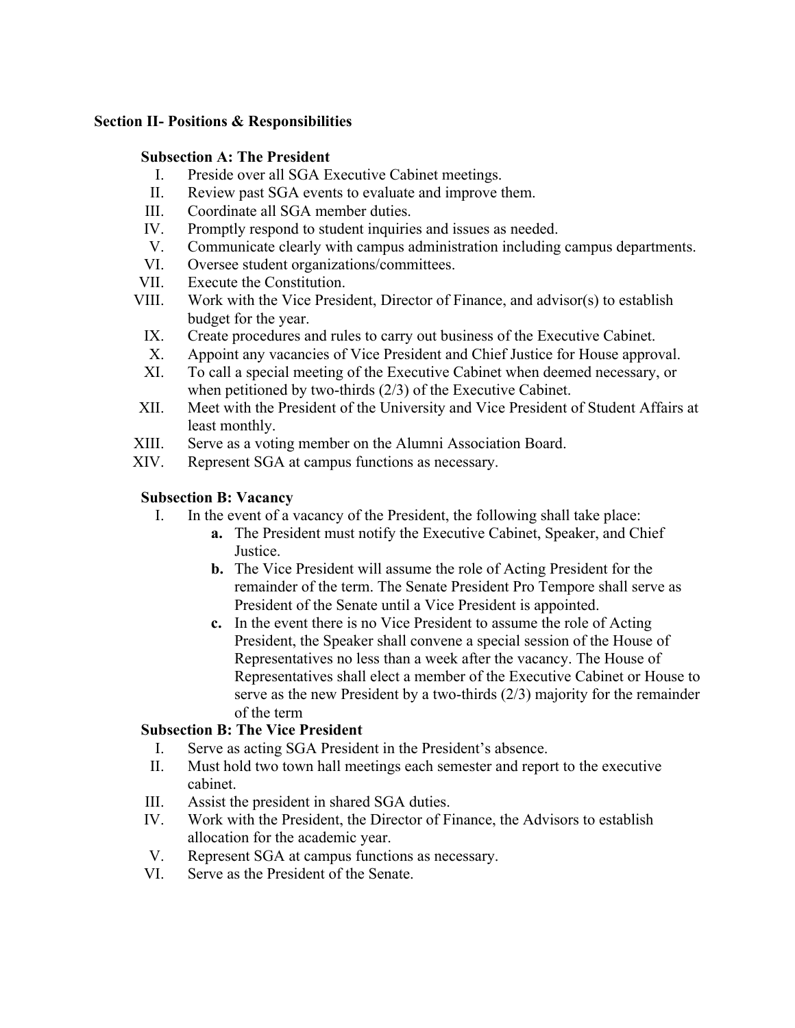**Section II- Positions & Responsibilities**

**Subsection A: The President**

I. Preside over all SGA Executive Cabinet meetings.
II. Review past SGA events to evaluate and improve them.
III. Coordinate all SGA member duties.
IV. Promptly respond to student inquiries and issues as needed.
V. Communicate clearly with campus administration including campus departments.
VI. Oversee student organizations/committees.
VII. Execute the Constitution.
VIII. Work with the Vice President, Director of Finance, and advisor(s) to establish budget for the year.
IX. Create procedures and rules to carry out business of the Executive Cabinet.
X. Appoint any vacancies of Vice President and Chief Justice for House approval.
XI. To call a special meeting of the Executive Cabinet when deemed necessary, or when petitioned by two-thirds (2/3) of the Executive Cabinet.
XII. Meet with the President of the University and Vice President of Student Affairs at least monthly.
XIII. Serve as a voting member on the Alumni Association Board.
XIV. Represent SGA at campus functions as necessary.

**Subsection B: Vacancy**

I. In the event of a vacancy of the President, the following shall take place:
   **a.** The President must notify the Executive Cabinet, Speaker, and Chief Justice.
   **b.** The Vice President will assume the role of Acting President for the remainder of the term. The Senate President Pro Tempore shall serve as President of the Senate until a Vice President is appointed.
   **c.** In the event there is no Vice President to assume the role of Acting President, the Speaker shall convene a special session of the House of Representatives no less than a week after the vacancy. The House of Representatives shall elect a member of the Executive Cabinet or House to serve as the new President by a two-thirds (2/3) majority for the remainder of the term

**Subsection B: The Vice President**

I. Serve as acting SGA President in the President's absence.
II. Must hold two town hall meetings each semester and report to the executive cabinet.
III. Assist the president in shared SGA duties.
IV. Work with the President, the Director of Finance, the Advisors to establish allocation for the academic year.
V. Represent SGA at campus functions as necessary.
VI. Serve as the President of the Senate.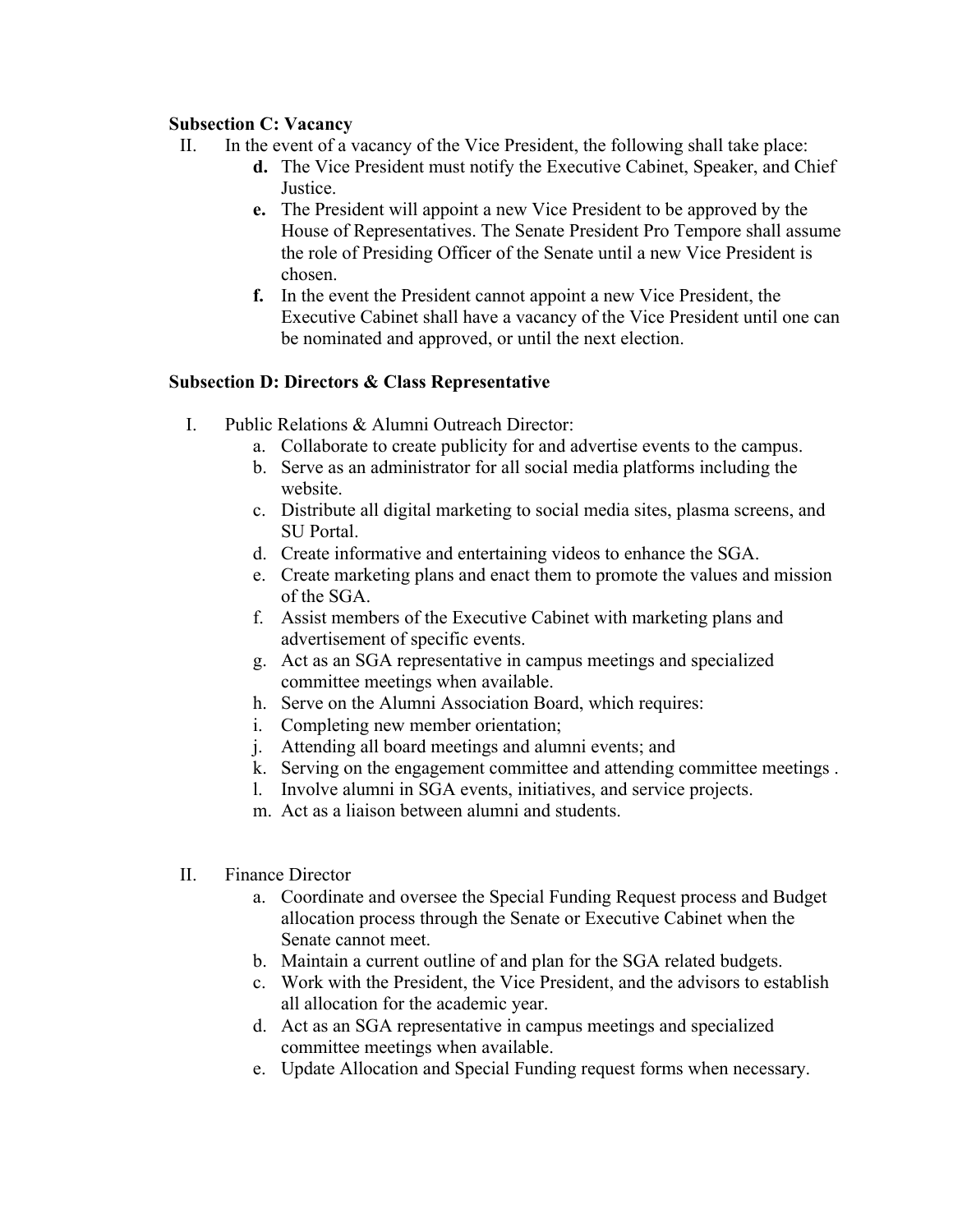**Subsection C: Vacancy**

II. In the event of a vacancy of the Vice President, the following shall take place:

  **d.** The Vice President must notify the Executive Cabinet, Speaker, and Chief Justice.

  **e.** The President will appoint a new Vice President to be approved by the House of Representatives. The Senate President Pro Tempore shall assume the role of Presiding Officer of the Senate until a new Vice President is chosen.

  **f.** In the event the President cannot appoint a new Vice President, the Executive Cabinet shall have a vacancy of the Vice President until one can be nominated and approved, or until the next election.

**Subsection D: Directors & Class Representative**

I. Public Relations & Alumni Outreach Director:

  a. Collaborate to create publicity for and advertise events to the campus.
  b. Serve as an administrator for all social media platforms including the website.
  c. Distribute all digital marketing to social media sites, plasma screens, and SU Portal.
  d. Create informative and entertaining videos to enhance the SGA.
  e. Create marketing plans and enact them to promote the values and mission of the SGA.
  f. Assist members of the Executive Cabinet with marketing plans and advertisement of specific events.
  g. Act as an SGA representative in campus meetings and specialized committee meetings when available.
  h. Serve on the Alumni Association Board, which requires:
  i. Completing new member orientation;
  j. Attending all board meetings and alumni events; and
  k. Serving on the engagement committee and attending committee meetings .
  l. Involve alumni in SGA events, initiatives, and service projects.
  m. Act as a liaison between alumni and students.

II. Finance Director

  a. Coordinate and oversee the Special Funding Request process and Budget allocation process through the Senate or Executive Cabinet when the Senate cannot meet.
  b. Maintain a current outline of and plan for the SGA related budgets.
  c. Work with the President, the Vice President, and the advisors to establish all allocation for the academic year.
  d. Act as an SGA representative in campus meetings and specialized committee meetings when available.
  e. Update Allocation and Special Funding request forms when necessary.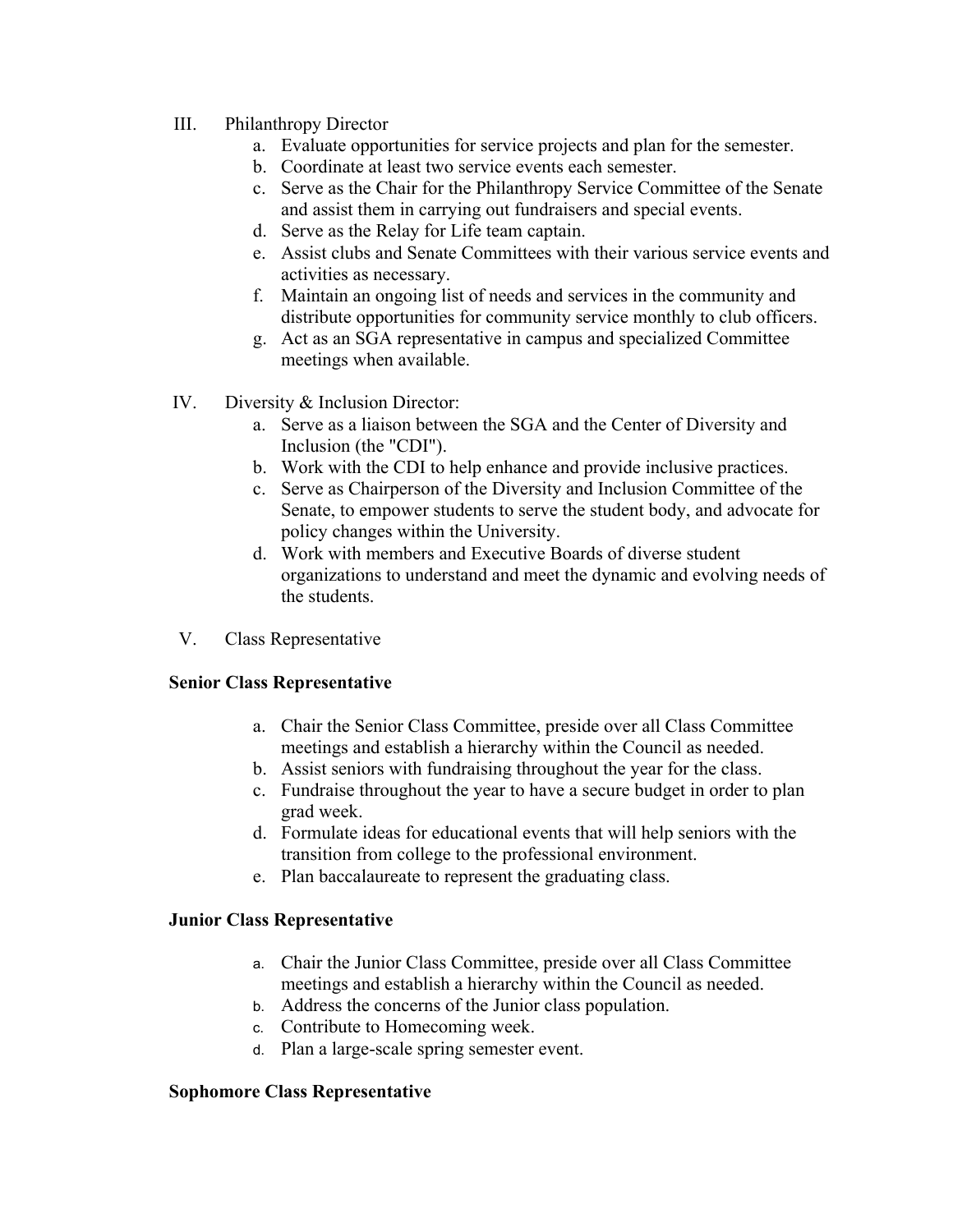III. Philanthropy Director

a. Evaluate opportunities for service projects and plan for the semester.
b. Coordinate at least two service events each semester.
c. Serve as the Chair for the Philanthropy Service Committee of the Senate and assist them in carrying out fundraisers and special events.
d. Serve as the Relay for Life team captain.
e. Assist clubs and Senate Committees with their various service events and activities as necessary.
f. Maintain an ongoing list of needs and services in the community and distribute opportunities for community service monthly to club officers.
g. Act as an SGA representative in campus and specialized Committee meetings when available.

IV. Diversity & Inclusion Director:

a. Serve as a liaison between the SGA and the Center of Diversity and Inclusion (the "CDI").
b. Work with the CDI to help enhance and provide inclusive practices.
c. Serve as Chairperson of the Diversity and Inclusion Committee of the Senate, to empower students to serve the student body, and advocate for policy changes within the University.
d. Work with members and Executive Boards of diverse student organizations to understand and meet the dynamic and evolving needs of the students.

V. Class Representative

**Senior Class Representative**

a. Chair the Senior Class Committee, preside over all Class Committee meetings and establish a hierarchy within the Council as needed.
b. Assist seniors with fundraising throughout the year for the class.
c. Fundraise throughout the year to have a secure budget in order to plan grad week.
d. Formulate ideas for educational events that will help seniors with the transition from college to the professional environment.
e. Plan baccalaureate to represent the graduating class.

**Junior Class Representative**

a. Chair the Junior Class Committee, preside over all Class Committee meetings and establish a hierarchy within the Council as needed.
b. Address the concerns of the Junior class population.
c. Contribute to Homecoming week.
d. Plan a large-scale spring semester event.

**Sophomore Class Representative**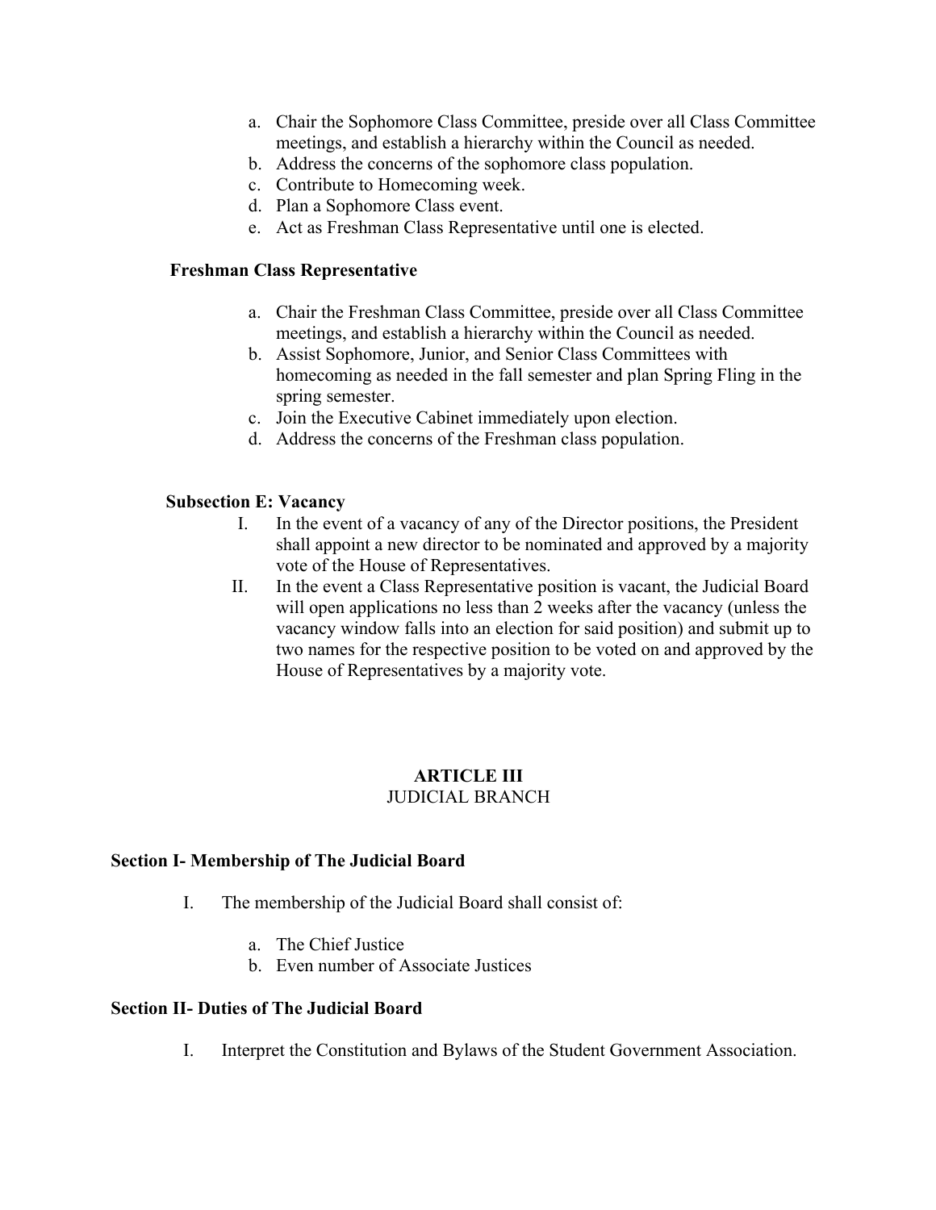a. Chair the Sophomore Class Committee, preside over all Class Committee meetings, and establish a hierarchy within the Council as needed.
b. Address the concerns of the sophomore class population.
c. Contribute to Homecoming week.
d. Plan a Sophomore Class event.
e. Act as Freshman Class Representative until one is elected.

**Freshman Class Representative**

a. Chair the Freshman Class Committee, preside over all Class Committee meetings, and establish a hierarchy within the Council as needed.
b. Assist Sophomore, Junior, and Senior Class Committees with homecoming as needed in the fall semester and plan Spring Fling in the spring semester.
c. Join the Executive Cabinet immediately upon election.
d. Address the concerns of the Freshman class population.

**Subsection E: Vacancy**

I. In the event of a vacancy of any of the Director positions, the President shall appoint a new director to be nominated and approved by a majority vote of the House of Representatives.

II. In the event a Class Representative position is vacant, the Judicial Board will open applications no less than 2 weeks after the vacancy (unless the vacancy window falls into an election for said position) and submit up to two names for the respective position to be voted on and approved by the House of Representatives by a majority vote.

## ARTICLE III
JUDICIAL BRANCH

### Section I- Membership of The Judicial Board

I. The membership of the Judicial Board shall consist of:

a. The Chief Justice
b. Even number of Associate Justices

### Section II- Duties of The Judicial Board

I. Interpret the Constitution and Bylaws of the Student Government Association.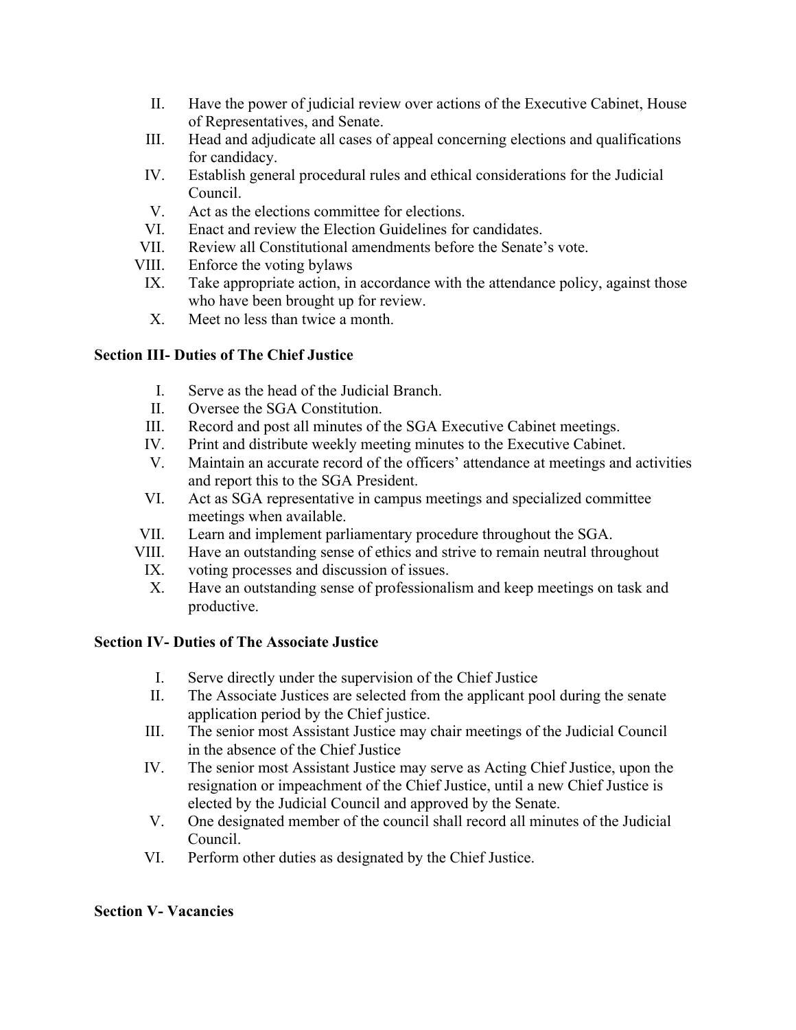II. Have the power of judicial review over actions of the Executive Cabinet, House of Representatives, and Senate.
III. Head and adjudicate all cases of appeal concerning elections and qualifications for candidacy.
IV. Establish general procedural rules and ethical considerations for the Judicial Council.
V. Act as the elections committee for elections.
VI. Enact and review the Election Guidelines for candidates.
VII. Review all Constitutional amendments before the Senate's vote.
VIII. Enforce the voting bylaws
IX. Take appropriate action, in accordance with the attendance policy, against those who have been brought up for review.
X. Meet no less than twice a month.

**Section III- Duties of The Chief Justice**

I. Serve as the head of the Judicial Branch.
II. Oversee the SGA Constitution.
III. Record and post all minutes of the SGA Executive Cabinet meetings.
IV. Print and distribute weekly meeting minutes to the Executive Cabinet.
V. Maintain an accurate record of the officers' attendance at meetings and activities and report this to the SGA President.
VI. Act as SGA representative in campus meetings and specialized committee meetings when available.
VII. Learn and implement parliamentary procedure throughout the SGA.
VIII. Have an outstanding sense of ethics and strive to remain neutral throughout
IX. voting processes and discussion of issues.
X. Have an outstanding sense of professionalism and keep meetings on task and productive.

**Section IV- Duties of The Associate Justice**

I. Serve directly under the supervision of the Chief Justice
II. The Associate Justices are selected from the applicant pool during the senate application period by the Chief justice.
III. The senior most Assistant Justice may chair meetings of the Judicial Council in the absence of the Chief Justice
IV. The senior most Assistant Justice may serve as Acting Chief Justice, upon the resignation or impeachment of the Chief Justice, until a new Chief Justice is elected by the Judicial Council and approved by the Senate.
V. One designated member of the council shall record all minutes of the Judicial Council.
VI. Perform other duties as designated by the Chief Justice.

**Section V- Vacancies**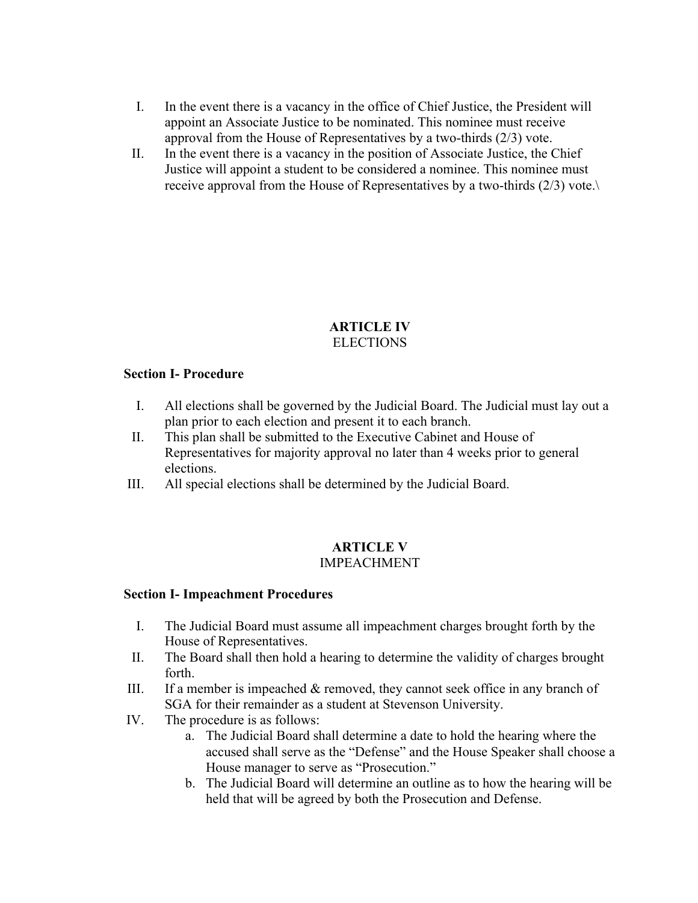I. In the event there is a vacancy in the office of Chief Justice, the President will appoint an Associate Justice to be nominated. This nominee must receive approval from the House of Representatives by a two-thirds (2/3) vote.
II. In the event there is a vacancy in the position of Associate Justice, the Chief Justice will appoint a student to be considered a nominee. This nominee must receive approval from the House of Representatives by a two-thirds (2/3) vote.\

## ARTICLE IV
ELECTIONS

**Section I- Procedure**

I. All elections shall be governed by the Judicial Board. The Judicial must lay out a plan prior to each election and present it to each branch.
II. This plan shall be submitted to the Executive Cabinet and House of Representatives for majority approval no later than 4 weeks prior to general elections.
III. All special elections shall be determined by the Judicial Board.

## ARTICLE V
IMPEACHMENT

**Section I- Impeachment Procedures**

I. The Judicial Board must assume all impeachment charges brought forth by the House of Representatives.
II. The Board shall then hold a hearing to determine the validity of charges brought forth.
III. If a member is impeached & removed, they cannot seek office in any branch of SGA for their remainder as a student at Stevenson University.
IV. The procedure is as follows:
   a. The Judicial Board shall determine a date to hold the hearing where the accused shall serve as the "Defense" and the House Speaker shall choose a House manager to serve as "Prosecution."
   b. The Judicial Board will determine an outline as to how the hearing will be held that will be agreed by both the Prosecution and Defense.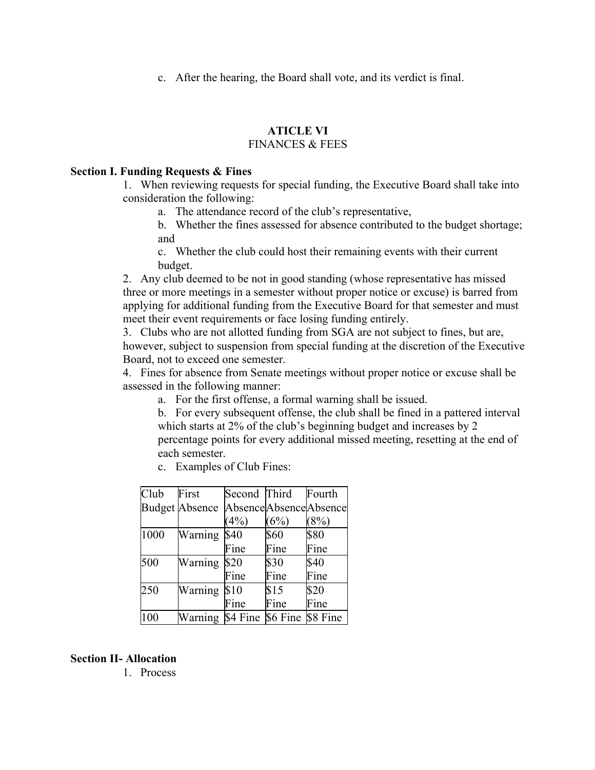c. After the hearing, the Board shall vote, and its verdict is final.

## ATICLE VI
FINANCES & FEES

**Section I. Funding Requests & Fines**

1. When reviewing requests for special funding, the Executive Board shall take into consideration the following:
   a. The attendance record of the club's representative,
   b. Whether the fines assessed for absence contributed to the budget shortage; and
   c. Whether the club could host their remaining events with their current budget.
2. Any club deemed to be not in good standing (whose representative has missed three or more meetings in a semester without proper notice or excuse) is barred from applying for additional funding from the Executive Board for that semester and must meet their event requirements or face losing funding entirely.
3. Clubs who are not allotted funding from SGA are not subject to fines, but are, however, subject to suspension from special funding at the discretion of the Executive Board, not to exceed one semester.
4. Fines for absence from Senate meetings without proper notice or excuse shall be assessed in the following manner:
   a. For the first offense, a formal warning shall be issued.
   b. For every subsequent offense, the club shall be fined in a pattered interval which starts at 2% of the club's beginning budget and increases by 2 percentage points for every additional missed meeting, resetting at the end of each semester.
   c. Examples of Club Fines:

| Club Budget | First Absence | Second Absence (4%) | Third Absence (6%) | Fourth Absence (8%) |
|---|---|---|---|---|
| 1000 | Warning | $40 Fine | $60 Fine | $80 Fine |
| 500 | Warning | $20 Fine | $30 Fine | $40 Fine |
| 250 | Warning | $10 Fine | $15 Fine | $20 Fine |
| 100 | Warning | $4 Fine | $6 Fine | $8 Fine |

**Section II- Allocation**

1. Process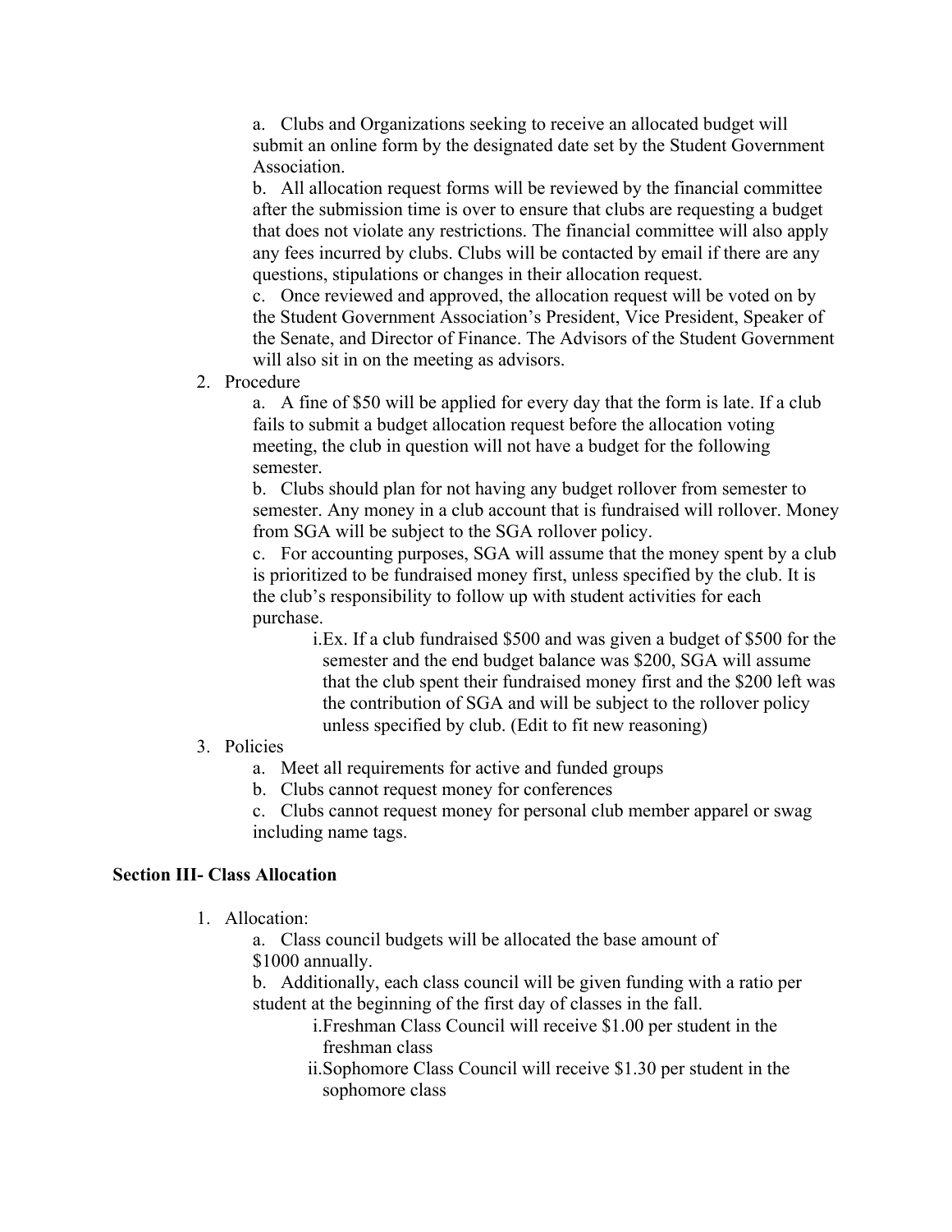a. Clubs and Organizations seeking to receive an allocated budget will submit an online form by the designated date set by the Student Government Association.

b. All allocation request forms will be reviewed by the financial committee after the submission time is over to ensure that clubs are requesting a budget that does not violate any restrictions. The financial committee will also apply any fees incurred by clubs. Clubs will be contacted by email if there are any questions, stipulations or changes in their allocation request.

c. Once reviewed and approved, the allocation request will be voted on by the Student Government Association's President, Vice President, Speaker of the Senate, and Director of Finance. The Advisors of the Student Government will also sit in on the meeting as advisors.

2. Procedure

a. A fine of $50 will be applied for every day that the form is late. If a club fails to submit a budget allocation request before the allocation voting meeting, the club in question will not have a budget for the following semester.

b. Clubs should plan for not having any budget rollover from semester to semester. Any money in a club account that is fundraised will rollover. Money from SGA will be subject to the SGA rollover policy.

c. For accounting purposes, SGA will assume that the money spent by a club is prioritized to be fundraised money first, unless specified by the club. It is the club's responsibility to follow up with student activities for each purchase.

i. Ex. If a club fundraised $500 and was given a budget of $500 for the semester and the end budget balance was $200, SGA will assume that the club spent their fundraised money first and the $200 left was the contribution of SGA and will be subject to the rollover policy unless specified by club. (Edit to fit new reasoning)

3. Policies

a. Meet all requirements for active and funded groups

b. Clubs cannot request money for conferences

c. Clubs cannot request money for personal club member apparel or swag including name tags.

**Section III- Class Allocation**

1. Allocation:

a. Class council budgets will be allocated the base amount of $1000 annually.

b. Additionally, each class council will be given funding with a ratio per student at the beginning of the first day of classes in the fall.

i. Freshman Class Council will receive $1.00 per student in the freshman class

ii. Sophomore Class Council will receive $1.30 per student in the sophomore class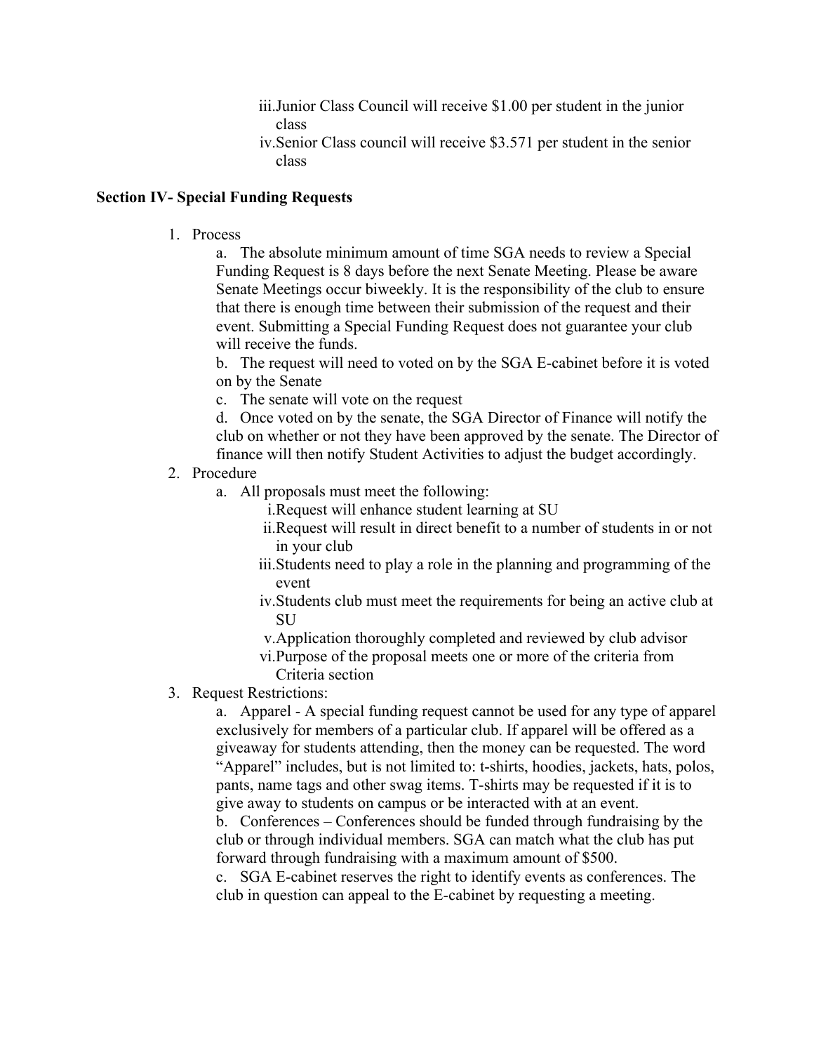iii. Junior Class Council will receive $1.00 per student in the junior class
iv. Senior Class council will receive $3.571 per student in the senior class

**Section IV- Special Funding Requests**

1. Process
   a. The absolute minimum amount of time SGA needs to review a Special Funding Request is 8 days before the next Senate Meeting. Please be aware Senate Meetings occur biweekly. It is the responsibility of the club to ensure that there is enough time between their submission of the request and their event. Submitting a Special Funding Request does not guarantee your club will receive the funds.
   b. The request will need to voted on by the SGA E-cabinet before it is voted on by the Senate
   c. The senate will vote on the request
   d. Once voted on by the senate, the SGA Director of Finance will notify the club on whether or not they have been approved by the senate. The Director of finance will then notify Student Activities to adjust the budget accordingly.
2. Procedure
   a. All proposals must meet the following:
      i. Request will enhance student learning at SU
      ii. Request will result in direct benefit to a number of students in or not in your club
      iii. Students need to play a role in the planning and programming of the event
      iv. Students club must meet the requirements for being an active club at SU
      v. Application thoroughly completed and reviewed by club advisor
      vi. Purpose of the proposal meets one or more of the criteria from Criteria section
3. Request Restrictions:
   a. Apparel - A special funding request cannot be used for any type of apparel exclusively for members of a particular club. If apparel will be offered as a giveaway for students attending, then the money can be requested. The word "Apparel" includes, but is not limited to: t-shirts, hoodies, jackets, hats, polos, pants, name tags and other swag items. T-shirts may be requested if it is to give away to students on campus or be interacted with at an event.
   b. Conferences – Conferences should be funded through fundraising by the club or through individual members. SGA can match what the club has put forward through fundraising with a maximum amount of $500.
   c. SGA E-cabinet reserves the right to identify events as conferences. The club in question can appeal to the E-cabinet by requesting a meeting.